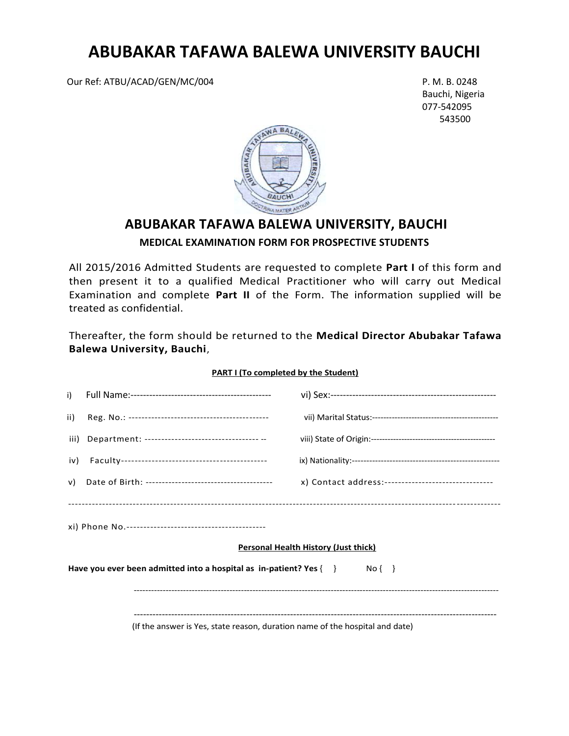# ABUBAKAR TAFAWA BALEWA UNIVERSITY BAUCHI

Our Ref: ATBU/ACAD/GEN/MC/004

P. M. B. 0248
Bauchi, Nigeria
077-542095
543500

## ABUBAKAR TAFAWA BALEWA UNIVERSITY, BAUCHI

### MEDICAL EXAMINATION FORM FOR PROSPECTIVE STUDENTS

All 2015/2016 Admitted Students are requested to complete **Part I** of this form and then present it to a qualified Medical Practitioner who will carry out Medical Examination and complete **Part II** of the Form. The information supplied will be treated as confidential.

Thereafter, the form should be returned to the **Medical Director Abubakar Tafawa Balewa University, Bauchi**,

**PART I (To completed by the Student)**

i) Full Name:---------------------------------------------

ii) Reg. No.: -------------------------------------------

iii) Department: ---------------------------------- --

iv) Faculty-------------------------------------------

v) Date of Birth: --------------------------------------

vi) Sex:-----------------------------------------------------

vii) Marital Status:---------------------------------------------

viii) State of Origin:--------------------------------------------

ix) Nationality:----------------------------------------------------

x) Contact address:--------------------------------

-----------------------------------------------------------------------------------------------------------------------------

xi) Phone No.-----------------------------------------

**Personal Health History (Just thick)**

**Have you ever been admitted into a hospital as in-patient? Yes** { } No { }

------------------------------------------------------------------------------------------------------------------------

------------------------------------------------------------------------------------------------------------------------

(If the answer is Yes, state reason, duration name of the hospital and date)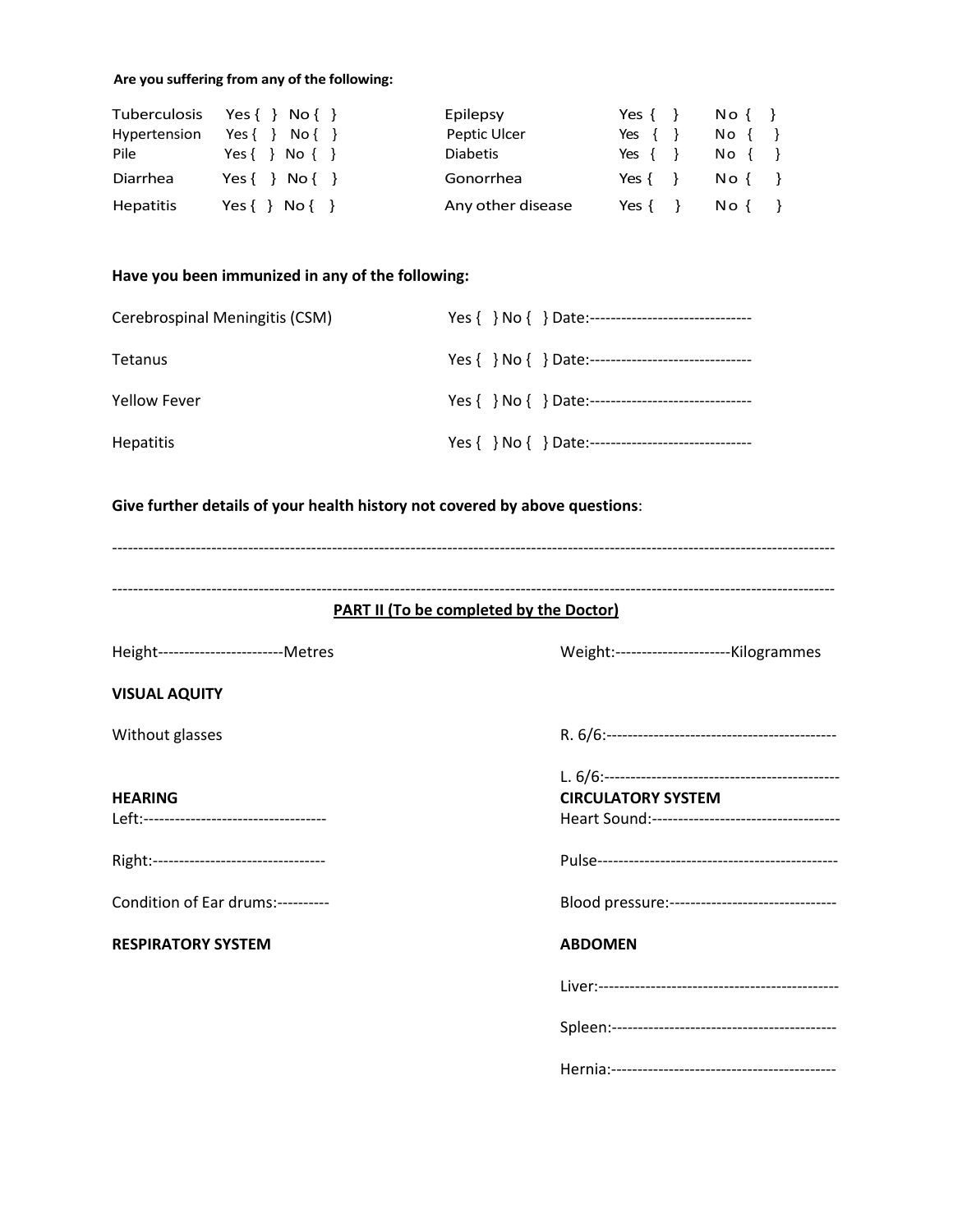**Are you suffering from any of the following:**

| | | | |
|---|---|---|---|
| Tuberculosis | Yes { } No { } | Epilepsy | Yes { } No { } |
| Hypertension | Yes { } No { } | Peptic Ulcer | Yes { } No { } |
| Pile | Yes { } No { } | Diabetis | Yes { } No { } |
| Diarrhea | Yes { } No { } | Gonorrhea | Yes { } No { } |
| Hepatitis | Yes { } No { } | Any other disease | Yes { } No { } |

**Have you been immunized in any of the following:**

| | |
|---|---|
| Cerebrospinal Meningitis (CSM) | Yes { } No { } Date:------------------------------- |
| Tetanus | Yes { } No { } Date:------------------------------- |
| Yellow Fever | Yes { } No { } Date:------------------------------- |
| Hepatitis | Yes { } No { } Date:------------------------------- |

**Give further details of your health history not covered by above questions**:

-----------------------------------------------------------------------------------------------------------------------------------------

-----------------------------------------------------------------------------------------------------------------------------------------

**PART II (To be completed by the Doctor)**

Height------------------------Metres

Weight:----------------------Kilogrammes

**VISUAL AQUITY**

Without glasses

R. 6/6:--------------------------------------------

L. 6/6:--------------------------------------------

**HEARING**

Left:----------------------------------

Right:--------------------------------

Condition of Ear drums:----------

**CIRCULATORY SYSTEM**

Heart Sound:-----------------------------------

Pulse---------------------------------------------

Blood pressure:-------------------------------

**RESPIRATORY SYSTEM**

**ABDOMEN**

Liver:---------------------------------------------

Spleen:------------------------------------------

Hernia:------------------------------------------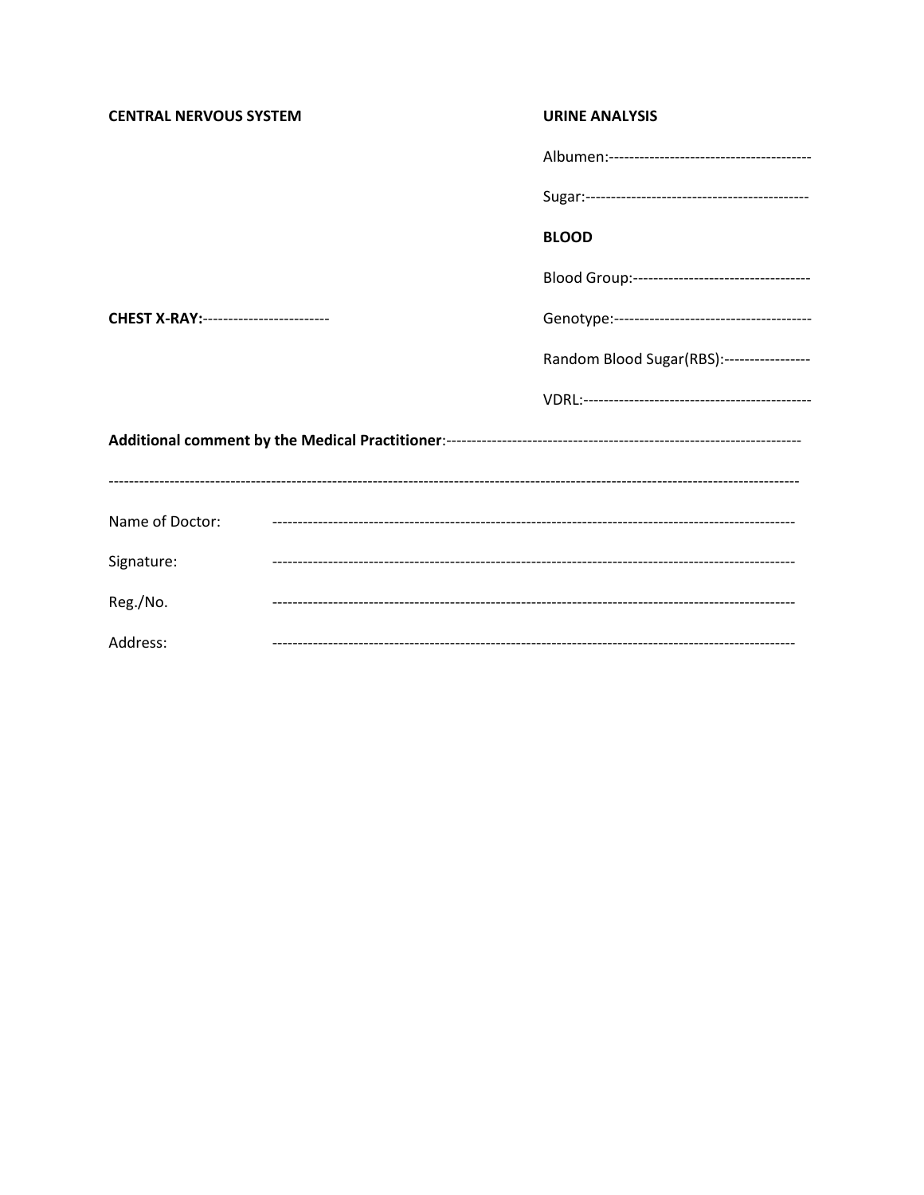**CENTRAL NERVOUS SYSTEM**

**CHEST X-RAY:**-------------------------

**URINE ANALYSIS**

Albumen:----------------------------------------

Sugar:--------------------------------------------

**BLOOD**

Blood Group:-----------------------------------

Genotype:---------------------------------------

Random Blood Sugar(RBS):-----------------

VDRL:---------------------------------------------

**Additional comment by the Medical Practitioner**:---------------------------------------------------------------------

------------------------------------------------------------------------------------------------------------------------------------

| | |
|---|---|
| Name of Doctor: | ---------------------------------------------------------------------------------------------------- |
| Signature: | ---------------------------------------------------------------------------------------------------- |
| Reg./No. | ---------------------------------------------------------------------------------------------------- |
| Address: | ---------------------------------------------------------------------------------------------------- |